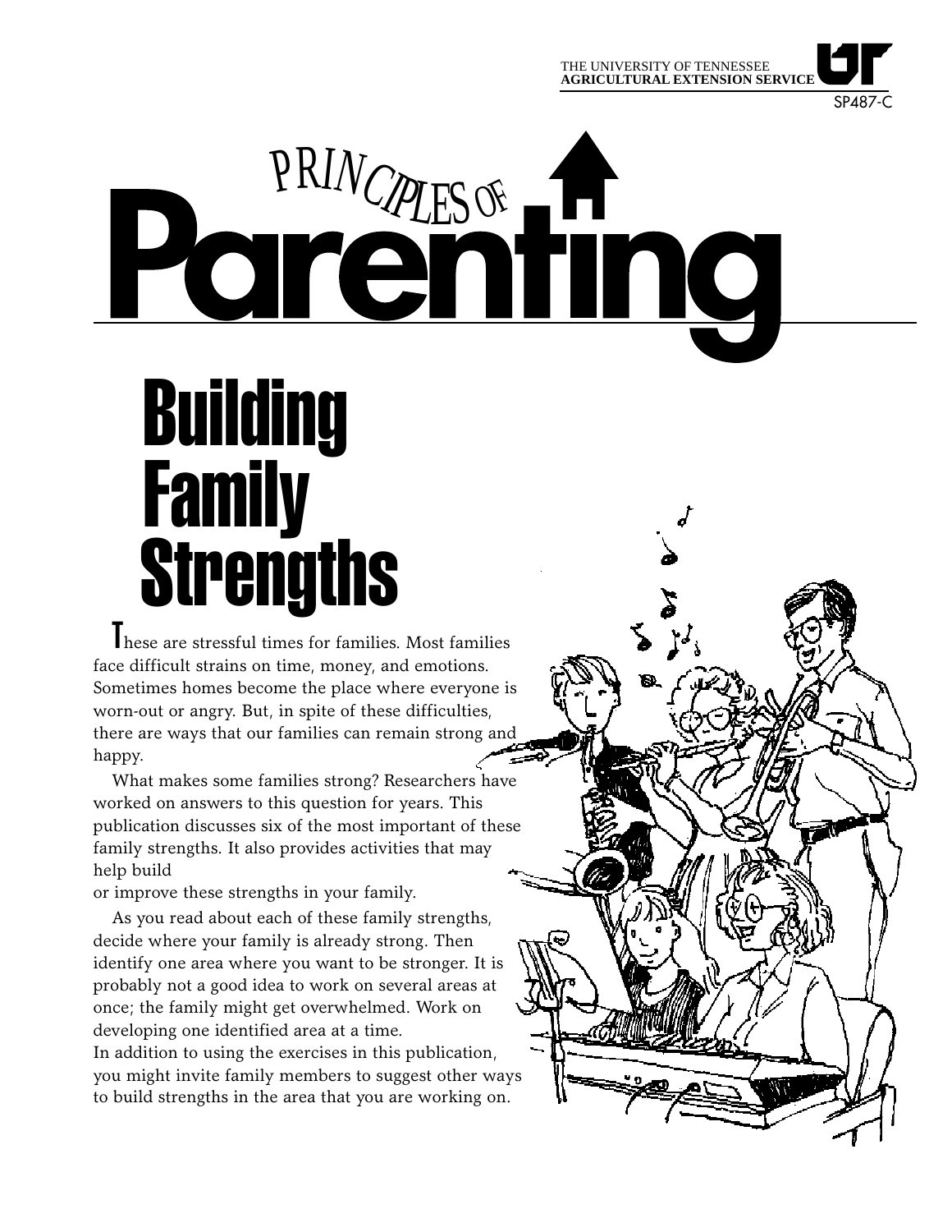THE UNIVERSITY OF TENNESSEE
**AGRICULTURAL EXTENSION SERVICE**

SP487-C

# Principles of Parenting

# Building Family Strengths

These are stressful times for families. Most families face difficult strains on time, money, and emotions. Sometimes homes become the place where everyone is worn-out or angry. But, in spite of these difficulties, there are ways that our families can remain strong and happy.

What makes some families strong? Researchers have worked on answers to this question for years. This publication discusses six of the most important of these family strengths. It also provides activities that may help build or improve these strengths in your family.

As you read about each of these family strengths, decide where your family is already strong. Then identify one area where you want to be stronger. It is probably not a good idea to work on several areas at once; the family might get overwhelmed. Work on developing one identified area at a time.

In addition to using the exercises in this publication, you might invite family members to suggest other ways to build strengths in the area that you are working on.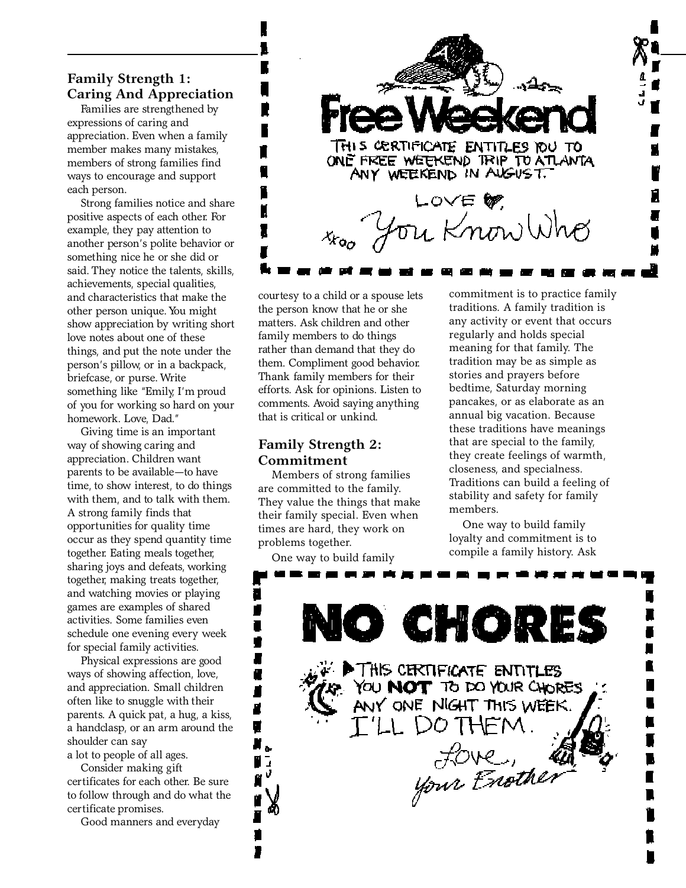## Family Strength 1: Caring And Appreciation

Families are strengthened by expressions of caring and appreciation. Even when a family member makes many mistakes, members of strong families find ways to encourage and support each person.

Strong families notice and share positive aspects of each other. For example, they pay attention to another person's polite behavior or something nice he or she did or said. They notice the talents, skills, achievements, special qualities, and characteristics that make the other person unique. You might show appreciation by writing short love notes about one of these things, and put the note under the person's pillow, or in a backpack, briefcase, or purse. Write something like "Emily, I'm proud of you for working so hard on your homework. Love, Dad."

Giving time is an important way of showing caring and appreciation. Children want parents to be available—to have time, to show interest, to do things with them, and to talk with them. A strong family finds that opportunities for quality time occur as they spend quantity time together. Eating meals together, sharing joys and defeats, working together, making treats together, and watching movies or playing games are examples of shared activities. Some families even schedule one evening every week for special family activities.

Physical expressions are good ways of showing affection, love, and appreciation. Small children often like to snuggle with their parents. A quick pat, a hug, a kiss, a handclasp, or an arm around the shoulder can say a lot to people of all ages.

Consider making gift certificates for each other. Be sure to follow through and do what the certificate promises.

Good manners and everyday courtesy to a child or a spouse lets the person know that he or she matters. Ask children and other family members to do things rather than demand that they do them. Compliment good behavior. Thank family members for their efforts. Ask for opinions. Listen to comments. Avoid saying anything that is critical or unkind.

## Family Strength 2: Commitment

Members of strong families are committed to the family. They value the things that make their family special. Even when times are hard, they work on problems together.

One way to build family commitment is to practice family traditions. A family tradition is any activity or event that occurs regularly and holds special meaning for that family. The tradition may be as simple as stories and prayers before bedtime, Saturday morning pancakes, or as elaborate as an annual big vacation. Because these traditions have meanings that are special to the family, they create feelings of warmth, closeness, and specialness. Traditions can build a feeling of stability and safety for family members.

One way to build family loyalty and commitment is to compile a family history. Ask

---

CLIP

**Free Weekend**

THIS CERTIFICATE ENTITLES YOU TO ONE FREE WEEKEND TRIP TO ATLANTA ANY WEEKEND IN AUGUST.

LOVE ♥,

xxoo You Know Who

---

CLIP

**NO CHORES**

THIS CERTIFICATE ENTITLES YOU **NOT** TO DO YOUR CHORES ANY ONE NIGHT THIS WEEK. I'LL DO THEM.

Love,

your Brother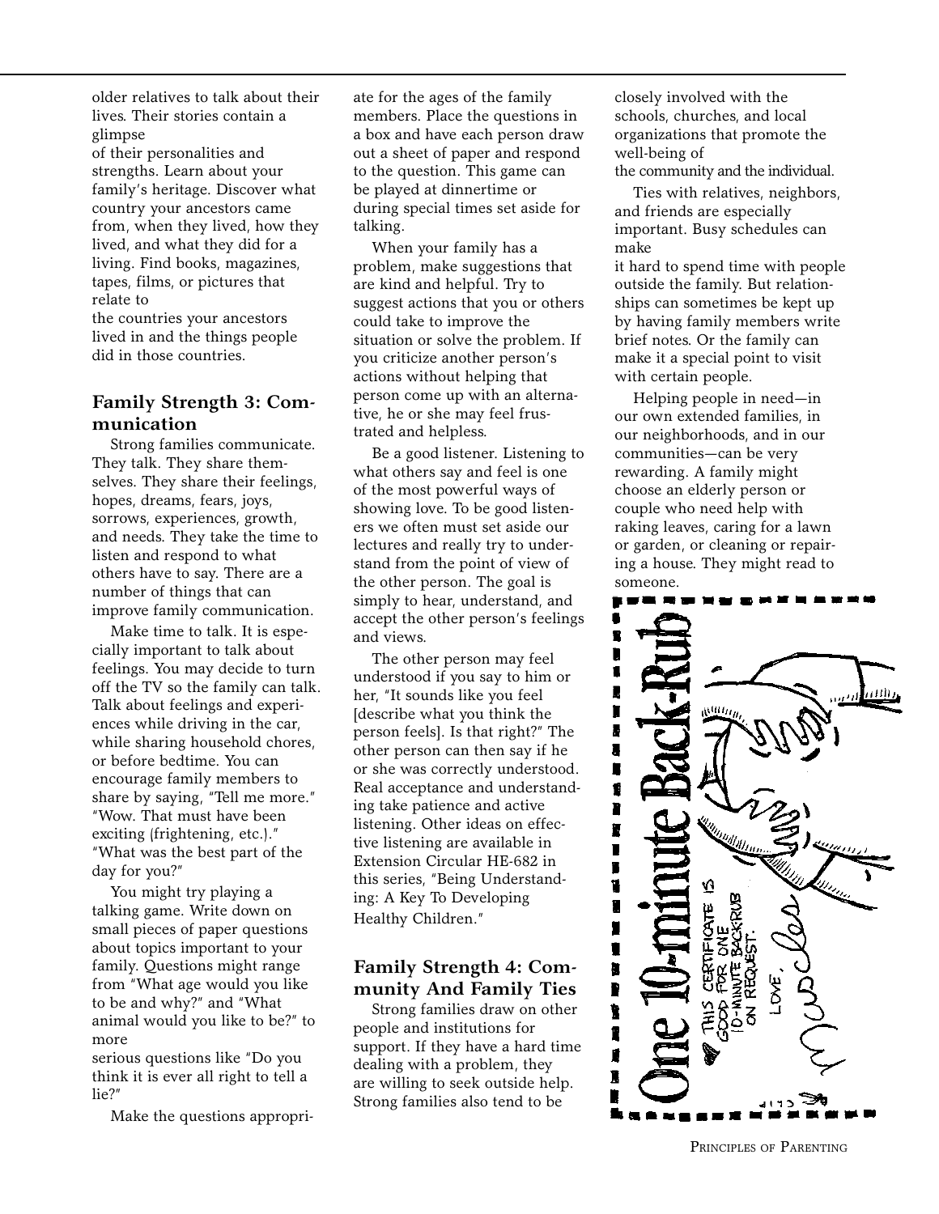older relatives to talk about their lives. Their stories contain a glimpse of their personalities and strengths. Learn about your family's heritage. Discover what country your ancestors came from, when they lived, how they lived, and what they did for a living. Find books, magazines, tapes, films, or pictures that relate to the countries your ancestors lived in and the things people did in those countries.

## Family Strength 3: Communication

Strong families communicate. They talk. They share themselves. They share their feelings, hopes, dreams, fears, joys, sorrows, experiences, growth, and needs. They take the time to listen and respond to what others have to say. There are a number of things that can improve family communication.

Make time to talk. It is especially important to talk about feelings. You may decide to turn off the TV so the family can talk. Talk about feelings and experiences while driving in the car, while sharing household chores, or before bedtime. You can encourage family members to share by saying, "Tell me more." "Wow. That must have been exciting (frightening, etc.)." "What was the best part of the day for you?"

You might try playing a talking game. Write down on small pieces of paper questions about topics important to your family. Questions might range from "What age would you like to be and why?" and "What animal would you like to be?" to more serious questions like "Do you think it is ever all right to tell a lie?"

Make the questions appropriate for the ages of the family members. Place the questions in a box and have each person draw out a sheet of paper and respond to the question. This game can be played at dinnertime or during special times set aside for talking.

When your family has a problem, make suggestions that are kind and helpful. Try to suggest actions that you or others could take to improve the situation or solve the problem. If you criticize another person's actions without helping that person come up with an alternative, he or she may feel frustrated and helpless.

Be a good listener. Listening to what others say and feel is one of the most powerful ways of showing love. To be good listeners we often must set aside our lectures and really try to understand from the point of view of the other person. The goal is simply to hear, understand, and accept the other person's feelings and views.

The other person may feel understood if you say to him or her, "It sounds like you feel [describe what you think the person feels]. Is that right?" The other person can then say if he or she was correctly understood. Real acceptance and understanding take patience and active listening. Other ideas on effective listening are available in Extension Circular HE-682 in this series, "Being Understanding: A Key To Developing Healthy Children."

## Family Strength 4: Community And Family Ties

Strong families draw on other people and institutions for support. If they have a hard time dealing with a problem, they are willing to seek outside help. Strong families also tend to be closely involved with the schools, churches, and local organizations that promote the well-being of the community and the individual.

Ties with relatives, neighbors, and friends are especially important. Busy schedules can make it hard to spend time with people outside the family. But relationships can sometimes be kept up by having family members write brief notes. Or the family can make it a special point to visit with certain people.

Helping people in need—in our own extended families, in our neighborhoods, and in our communities—can be very rewarding. A family might choose an elderly person or couple who need help with raking leaves, caring for a lawn or garden, or cleaning or repairing a house. They might read to someone.

One 10-minute Back-Rub

THIS CERTIFICATE IS GOOD FOR ONE 10-MINUTE BACKRUB ON REQUEST.

LOVE,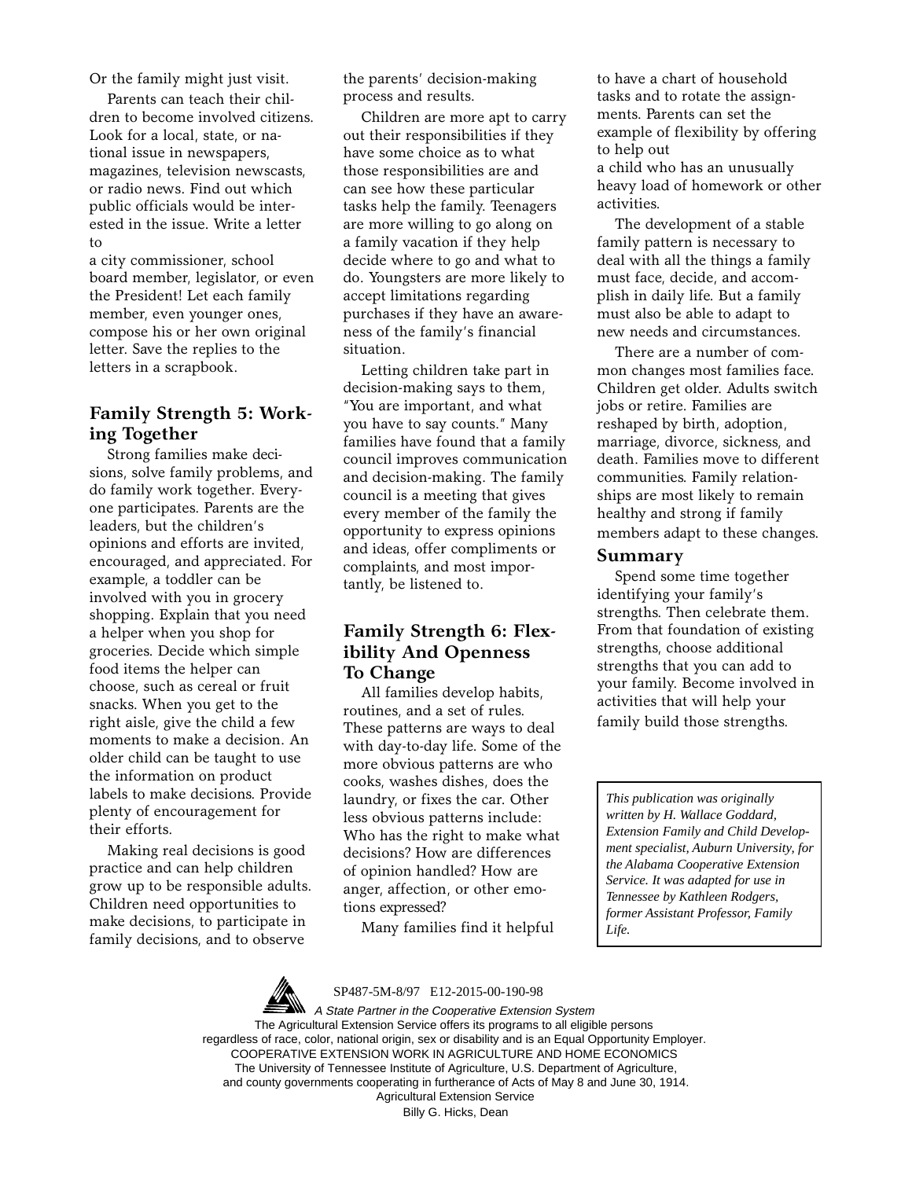Or the family might just visit.

Parents can teach their children to become involved citizens. Look for a local, state, or national issue in newspapers, magazines, television newscasts, or radio news. Find out which public officials would be interested in the issue. Write a letter to a city commissioner, school board member, legislator, or even the President! Let each family member, even younger ones, compose his or her own original letter. Save the replies to the letters in a scrapbook.

## Family Strength 5: Working Together

Strong families make decisions, solve family problems, and do family work together. Everyone participates. Parents are the leaders, but the children's opinions and efforts are invited, encouraged, and appreciated. For example, a toddler can be involved with you in grocery shopping. Explain that you need a helper when you shop for groceries. Decide which simple food items the helper can choose, such as cereal or fruit snacks. When you get to the right aisle, give the child a few moments to make a decision. An older child can be taught to use the information on product labels to make decisions. Provide plenty of encouragement for their efforts.

Making real decisions is good practice and can help children grow up to be responsible adults. Children need opportunities to make decisions, to participate in family decisions, and to observe the parents' decision-making process and results.

Children are more apt to carry out their responsibilities if they have some choice as to what those responsibilities are and can see how these particular tasks help the family. Teenagers are more willing to go along on a family vacation if they help decide where to go and what to do. Youngsters are more likely to accept limitations regarding purchases if they have an awareness of the family's financial situation.

Letting children take part in decision-making says to them, "You are important, and what you have to say counts." Many families have found that a family council improves communication and decision-making. The family council is a meeting that gives every member of the family the opportunity to express opinions and ideas, offer compliments or complaints, and most importantly, be listened to.

## Family Strength 6: Flexibility And Openness To Change

All families develop habits, routines, and a set of rules. These patterns are ways to deal with day-to-day life. Some of the more obvious patterns are who cooks, washes dishes, does the laundry, or fixes the car. Other less obvious patterns include: Who has the right to make what decisions? How are differences of opinion handled? How are anger, affection, or other emotions expressed?

Many families find it helpful to have a chart of household tasks and to rotate the assignments. Parents can set the example of flexibility by offering to help out a child who has an unusually heavy load of homework or other activities.

The development of a stable family pattern is necessary to deal with all the things a family must face, decide, and accomplish in daily life. But a family must also be able to adapt to new needs and circumstances.

There are a number of common changes most families face. Children get older. Adults switch jobs or retire. Families are reshaped by birth, adoption, marriage, divorce, sickness, and death. Families move to different communities. Family relationships are most likely to remain healthy and strong if family members adapt to these changes.

## Summary

Spend some time together identifying your family's strengths. Then celebrate them. From that foundation of existing strengths, choose additional strengths that you can add to your family. Become involved in activities that will help your family build those strengths.

*This publication was originally written by H. Wallace Goddard, Extension Family and Child Development specialist, Auburn University, for the Alabama Cooperative Extension Service. It was adapted for use in Tennessee by Kathleen Rodgers, former Assistant Professor, Family Life.*

SP487-5M-8/97 E12-2015-00-190-98

*A State Partner in the Cooperative Extension System*

The Agricultural Extension Service offers its programs to all eligible persons regardless of race, color, national origin, sex or disability and is an Equal Opportunity Employer.

COOPERATIVE EXTENSION WORK IN AGRICULTURE AND HOME ECONOMICS

The University of Tennessee Institute of Agriculture, U.S. Department of Agriculture, and county governments cooperating in furtherance of Acts of May 8 and June 30, 1914.

Agricultural Extension Service

Billy G. Hicks, Dean